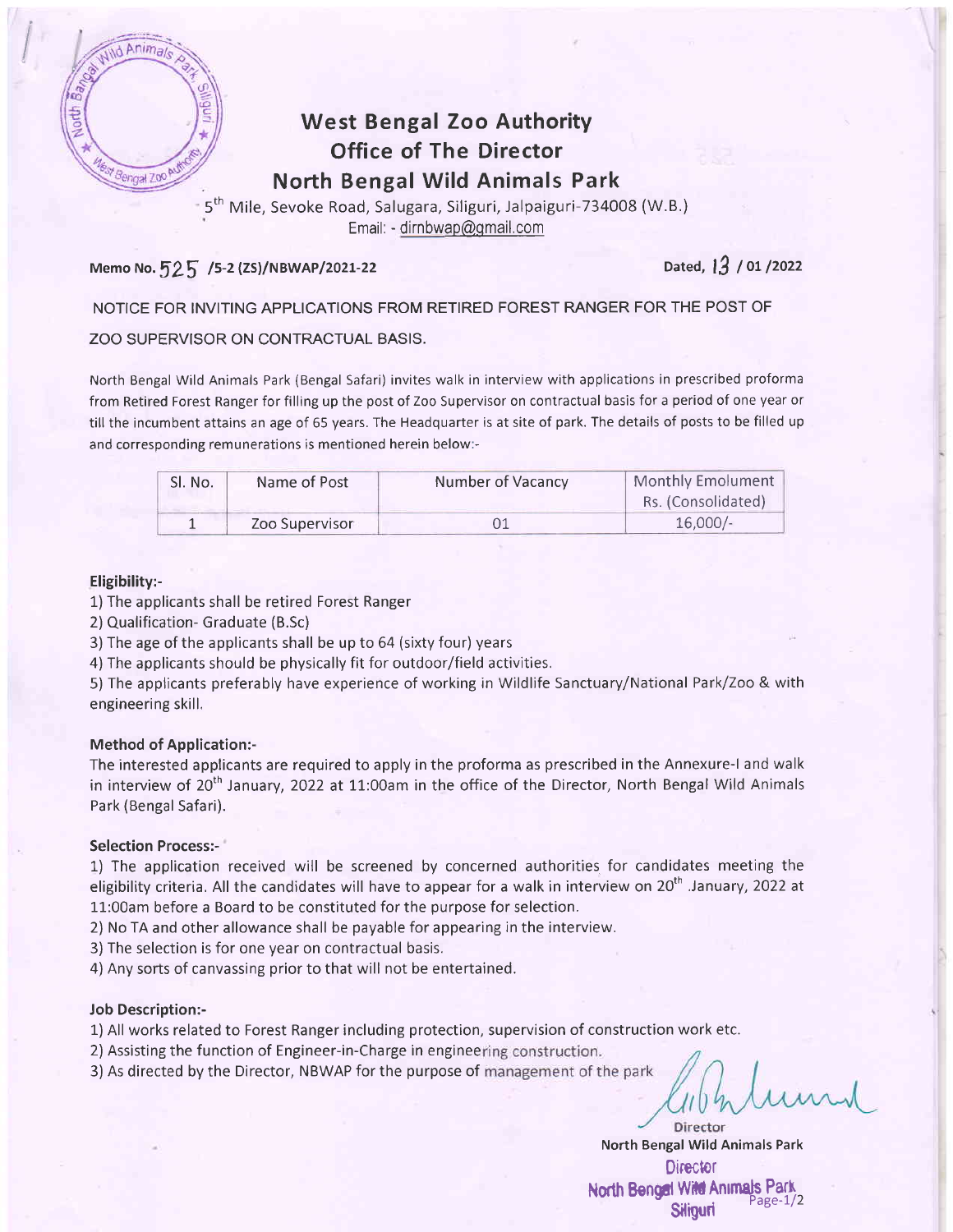# West Bengal Zoo Authority
## Office of The Director
## North Bengal Wild Animals Park

5th Mile, Sevoke Road, Salugara, Siliguri, Jalpaiguri-734008 (W.B.)
Email: - dirnbwap@gmail.com

**Memo No. 525 /5-2 (ZS)/NBWAP/2021-22** **Dated, 13 / 01 /2022**

NOTICE FOR INVITING APPLICATIONS FROM RETIRED FOREST RANGER FOR THE POST OF ZOO SUPERVISOR ON CONTRACTUAL BASIS.

North Bengal Wild Animals Park (Bengal Safari) invites walk in interview with applications in prescribed proforma from Retired Forest Ranger for filling up the post of Zoo Supervisor on contractual basis for a period of one year or till the incumbent attains an age of 65 years. The Headquarter is at site of park. The details of posts to be filled up and corresponding remunerations is mentioned herein below:-

| Sl. No. | Name of Post | Number of Vacancy | Monthly Emolument Rs. (Consolidated) |
|---|---|---|---|
| 1 | Zoo Supervisor | 01 | 16,000/- |

**Eligibility:-**

1) The applicants shall be retired Forest Ranger
2) Qualification- Graduate (B.Sc)
3) The age of the applicants shall be up to 64 (sixty four) years
4) The applicants should be physically fit for outdoor/field activities.
5) The applicants preferably have experience of working in Wildlife Sanctuary/National Park/Zoo & with engineering skill.

**Method of Application:-**

The interested applicants are required to apply in the proforma as prescribed in the Annexure-I and walk in interview of 20th January, 2022 at 11:00am in the office of the Director, North Bengal Wild Animals Park (Bengal Safari).

**Selection Process:-**

1) The application received will be screened by concerned authorities for candidates meeting the eligibility criteria. All the candidates will have to appear for a walk in interview on 20th .January, 2022 at 11:00am before a Board to be constituted for the purpose for selection.
2) No TA and other allowance shall be payable for appearing in the interview.
3) The selection is for one year on contractual basis.
4) Any sorts of canvassing prior to that will not be entertained.

**Job Description:-**

1) All works related to Forest Ranger including protection, supervision of construction work etc.
2) Assisting the function of Engineer-in-Charge in engineering construction.
3) As directed by the Director, NBWAP for the purpose of management of the park

Director
North Bengal Wild Animals Park

Director
North Bengal Wild Animals Park
Siliguri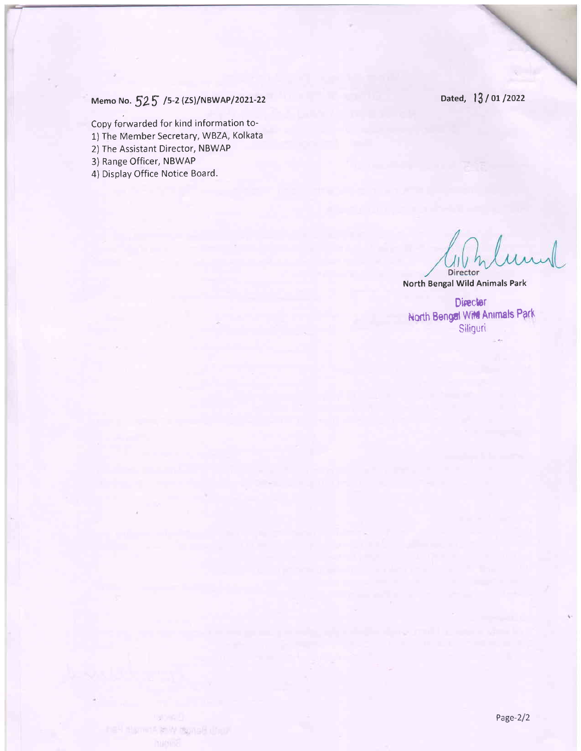Memo No. 525 /5-2 (ZS)/NBWAP/2021-22

Dated, 13 / 01 /2022

Copy forwarded for kind information to-

1) The Member Secretary, WBZA, Kolkata
2) The Assistant Director, NBWAP
3) Range Officer, NBWAP
4) Display Office Notice Board.

Director
North Bengal Wild Animals Park

Director
North Bengal Wild Animals Park
Siliguri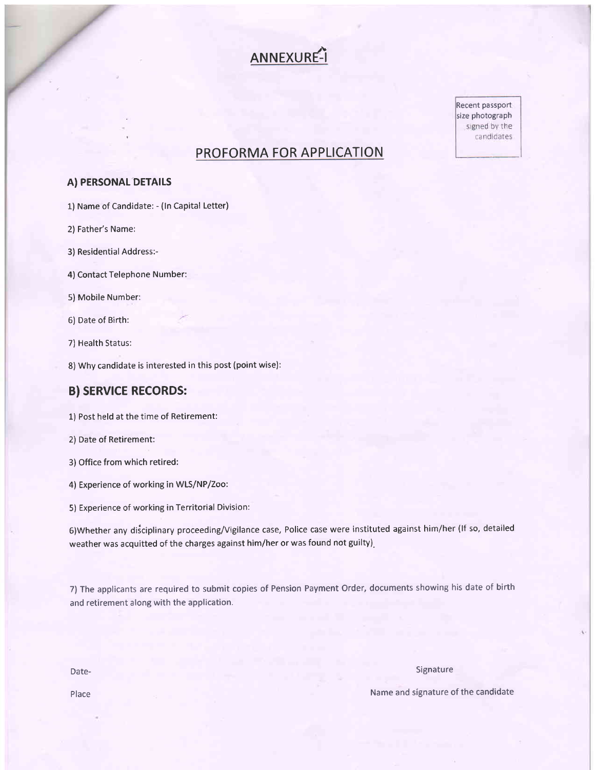# ANNEXURE-I

Recent passport size photograph signed by the candidates

## PROFORMA FOR APPLICATION

### A) PERSONAL DETAILS

1) Name of Candidate: - (In Capital Letter)

2) Father's Name:

3) Residential Address:-

4) Contact Telephone Number:

5) Mobile Number:

6) Date of Birth:

7) Health Status:

8) Why candidate is interested in this post (point wise):

### B) SERVICE RECORDS:

1) Post held at the time of Retirement:

2) Date of Retirement:

3) Office from which retired:

4) Experience of working in WLS/NP/Zoo:

5) Experience of working in Territorial Division:

6)Whether any disciplinary proceeding/Vigilance case, Police case were instituted against him/her (If so, detailed weather was acquitted of the charges against him/her or was found not guilty).

7) The applicants are required to submit copies of Pension Payment Order, documents showing his date of birth and retirement along with the application.

Date-

Place

Signature

Name and signature of the candidate